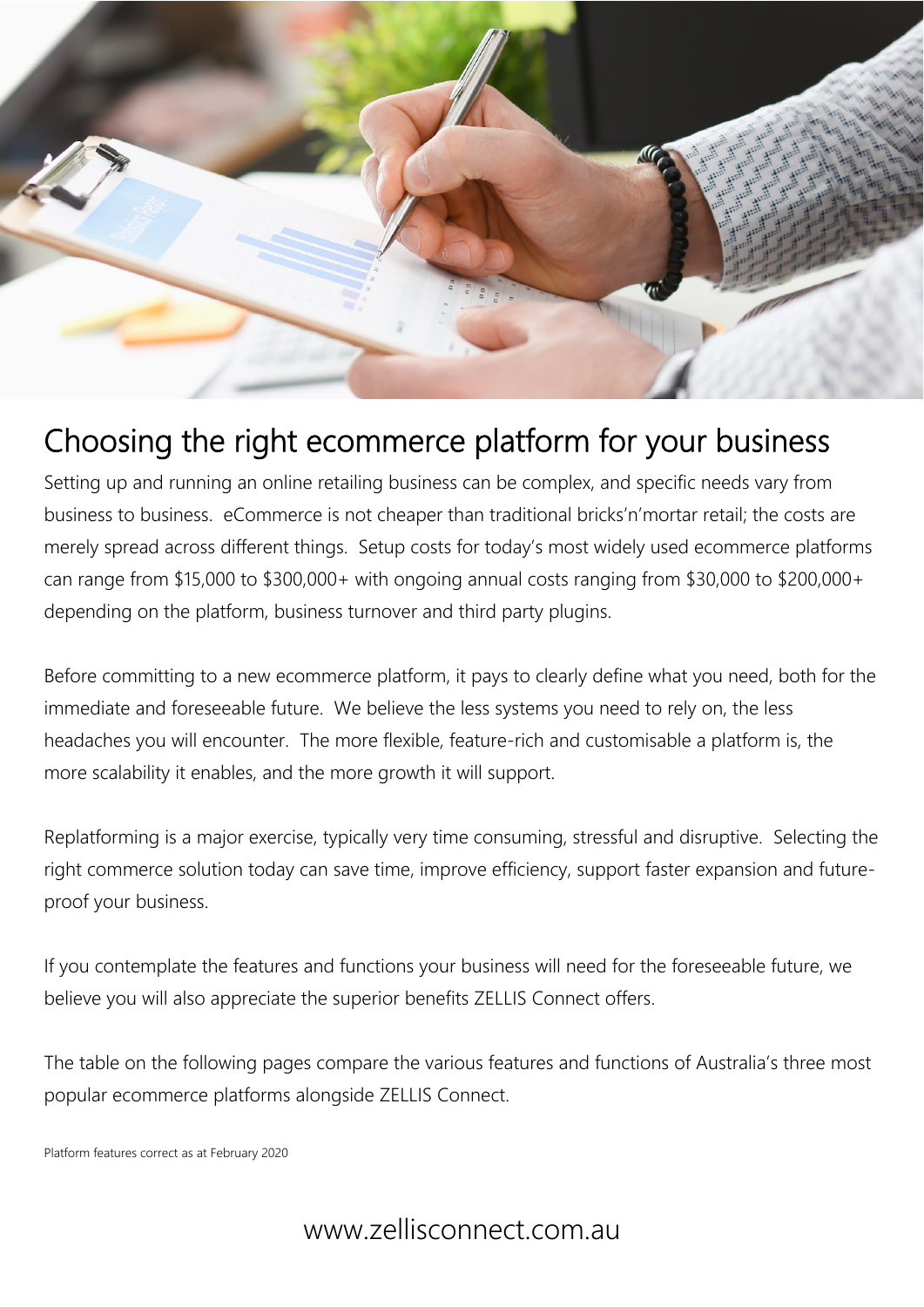# Choosing the right ecommerce platform for your business

Setting up and running an online retailing business can be complex, and specific needs vary from business to business. eCommerce is not cheaper than traditional bricks'n'mortar retail; the costs are merely spread across different things. Setup costs for today's most widely used ecommerce platforms can range from $15,000 to $300,000+ with ongoing annual costs ranging from $30,000 to $200,000+ depending on the platform, business turnover and third party plugins.

Before committing to a new ecommerce platform, it pays to clearly define what you need, both for the immediate and foreseeable future. We believe the less systems you need to rely on, the less headaches you will encounter. The more flexible, feature-rich and customisable a platform is, the more scalability it enables, and the more growth it will support.

Replatforming is a major exercise, typically very time consuming, stressful and disruptive. Selecting the right commerce solution today can save time, improve efficiency, support faster expansion and future-proof your business.

If you contemplate the features and functions your business will need for the foreseeable future, we believe you will also appreciate the superior benefits ZELLIS Connect offers.

The table on the following pages compare the various features and functions of Australia's three most popular ecommerce platforms alongside ZELLIS Connect.

Platform features correct as at February 2020

www.zellisconnect.com.au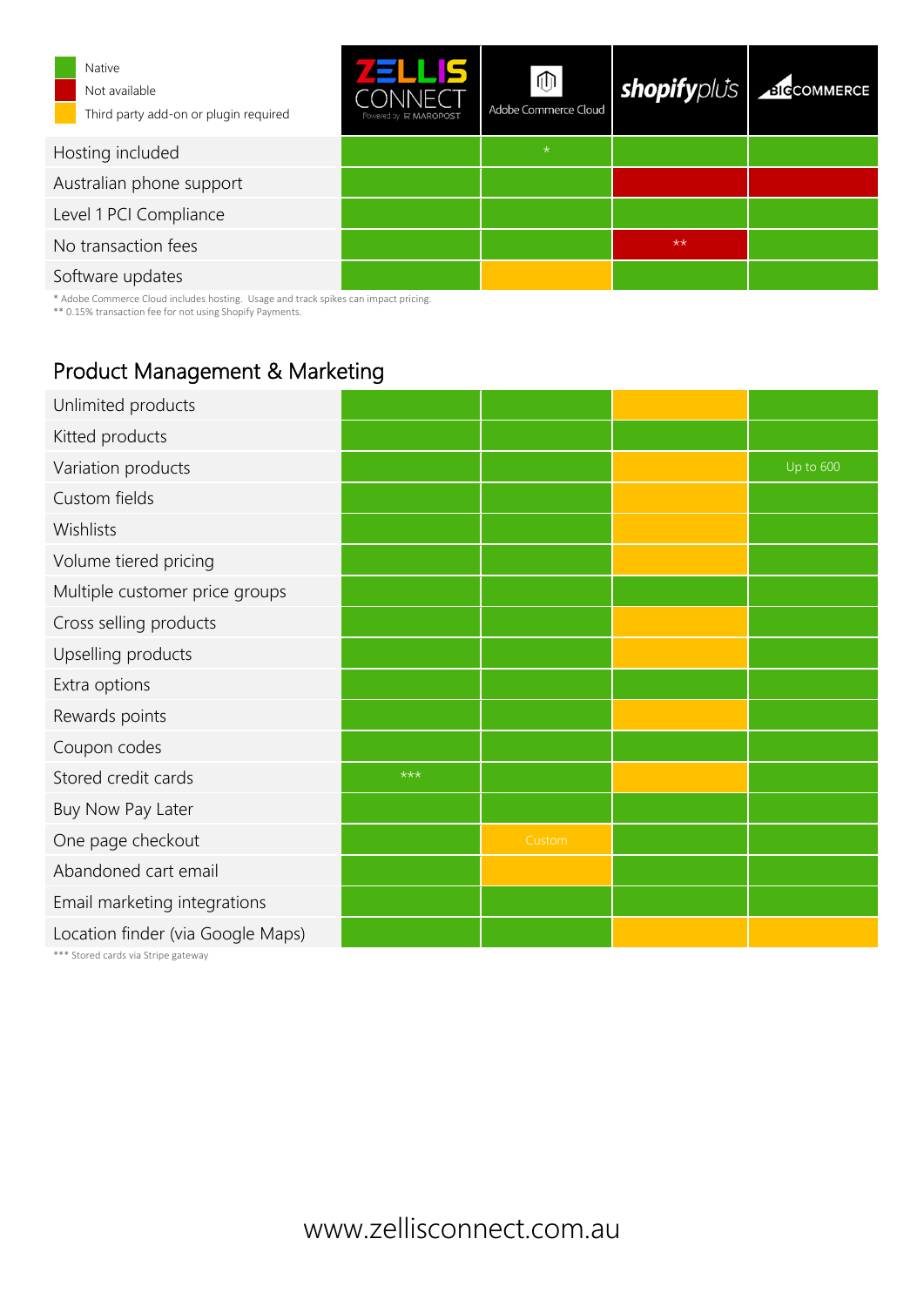| | Zellis Connect (Powered by Maropost) | Adobe Commerce Cloud | shopifyplus | BigCommerce |
|---|---|---|---|---|
| Hosting included | Native | Native * | Native | Native |
| Australian phone support | Native | Native | Not available | Not available |
| Level 1 PCI Compliance | Native | Native | Native | Native |
| No transaction fees | Native | Native | Not available ** | Native |
| Software updates | Native | Third party add-on or plugin required | Native | Native |

Legend:
- Native
- Not available
- Third party add-on or plugin required

\* Adobe Commerce Cloud includes hosting. Usage and track spikes can impact pricing.
\*\* 0.15% transaction fee for not using Shopify Payments.

## Product Management & Marketing

| | Zellis Connect | Adobe Commerce Cloud | shopifyplus | BigCommerce |
|---|---|---|---|---|
| Unlimited products | Native | Native | Third party add-on or plugin required | Native |
| Kitted products | Native | Native | Native | Native |
| Variation products | Native | Native | Third party add-on or plugin required | Native (Up to 600) |
| Custom fields | Native | Native | Third party add-on or plugin required | Native |
| Wishlists | Native | Native | Third party add-on or plugin required | Native |
| Volume tiered pricing | Native | Native | Third party add-on or plugin required | Native |
| Multiple customer price groups | Native | Native | Native | Native |
| Cross selling products | Native | Native | Third party add-on or plugin required | Native |
| Upselling products | Native | Native | Third party add-on or plugin required | Native |
| Extra options | Native | Native | Native | Native |
| Rewards points | Native | Native | Third party add-on or plugin required | Native |
| Coupon codes | Native | Native | Native | Native |
| Stored credit cards | Native *** | Native | Third party add-on or plugin required | Native |
| Buy Now Pay Later | Native | Native | Native | Native |
| One page checkout | Native | Third party add-on or plugin required (Custom) | Native | Native |
| Abandoned cart email | Native | Third party add-on or plugin required | Native | Native |
| Email marketing integrations | Native | Native | Native | Native |
| Location finder (via Google Maps) | Native | Native | Third party add-on or plugin required | Third party add-on or plugin required |

\*\*\* Stored cards via Stripe gateway

www.zellisconnect.com.au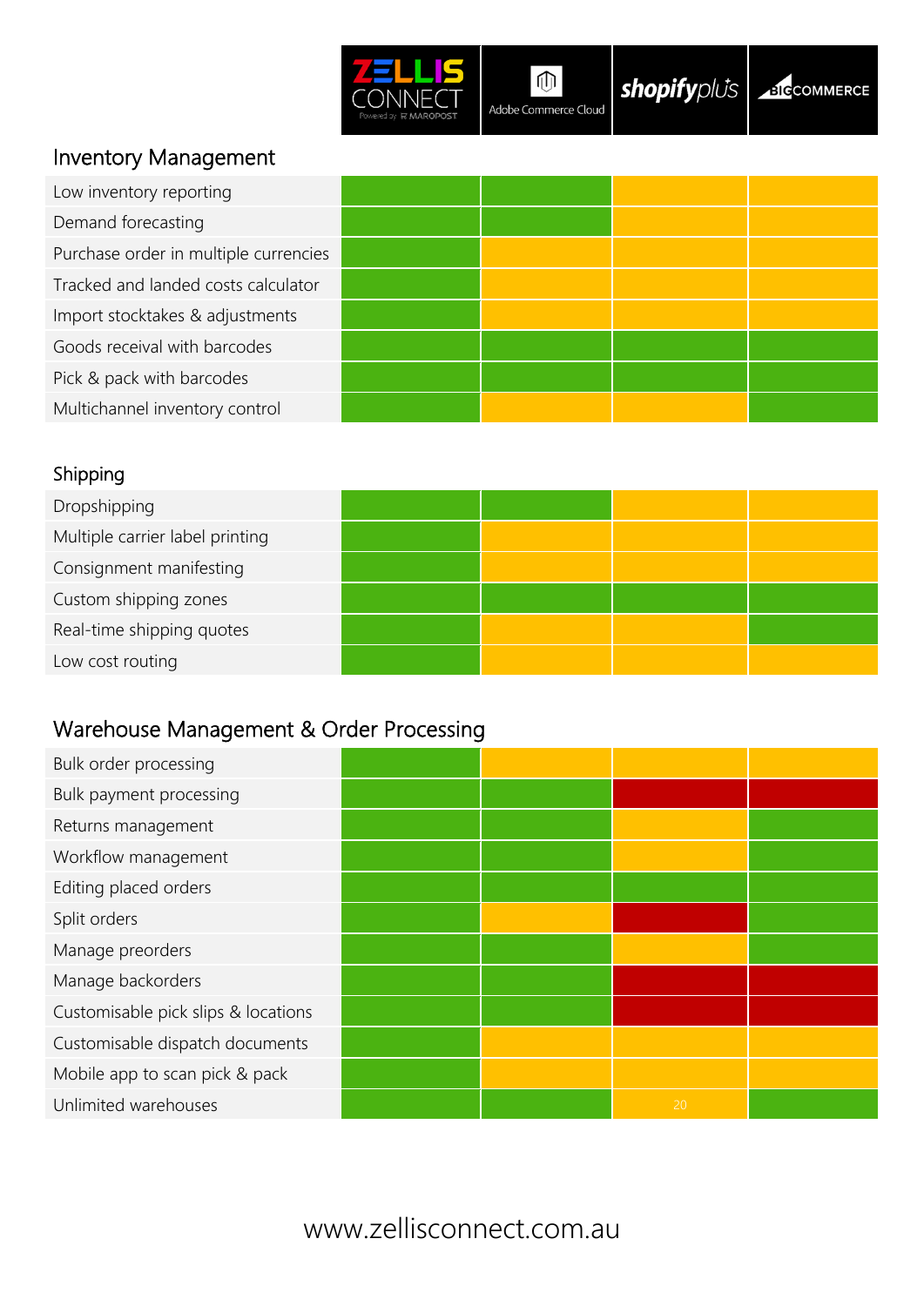| | ZELLIS CONNECT | Adobe Commerce Cloud | shopifyplus | BIGCOMMERCE |
|---|---|---|---|---|

## Inventory Management

| Feature | ZELLIS CONNECT | Adobe Commerce Cloud | shopifyplus | BIGCOMMERCE |
|---|---|---|---|---|
| Low inventory reporting | Green | Green | Amber | Amber |
| Demand forecasting | Green | Green | Amber | Amber |
| Purchase order in multiple currencies | Green | Amber | Amber | Amber |
| Tracked and landed costs calculator | Green | Amber | Amber | Amber |
| Import stocktakes & adjustments | Green | Amber | Amber | Amber |
| Goods receival with barcodes | Green | Green | Green | Green |
| Pick & pack with barcodes | Green | Green | Green | Green |
| Multichannel inventory control | Green | Amber | Amber | Green |

## Shipping

| Feature | ZELLIS CONNECT | Adobe Commerce Cloud | shopifyplus | BIGCOMMERCE |
|---|---|---|---|---|
| Dropshipping | Green | Green | Amber | Amber |
| Multiple carrier label printing | Green | Amber | Amber | Amber |
| Consignment manifesting | Green | Amber | Amber | Amber |
| Custom shipping zones | Green | Green | Green | Green |
| Real-time shipping quotes | Green | Amber | Amber | Green |
| Low cost routing | Green | Amber | Amber | Amber |

## Warehouse Management & Order Processing

| Feature | ZELLIS CONNECT | Adobe Commerce Cloud | shopifyplus | BIGCOMMERCE |
|---|---|---|---|---|
| Bulk order processing | Green | Amber | Amber | Amber |
| Bulk payment processing | Green | Green | Red | Red |
| Returns management | Green | Green | Amber | Green |
| Workflow management | Green | Green | Amber | Green |
| Editing placed orders | Green | Green | Green | Green |
| Split orders | Green | Amber | Red | Green |
| Manage preorders | Green | Green | Amber | Green |
| Manage backorders | Green | Green | Red | Red |
| Customisable pick slips & locations | Green | Green | Red | Red |
| Customisable dispatch documents | Green | Amber | Amber | Amber |
| Mobile app to scan pick & pack | Green | Amber | Amber | Amber |
| Unlimited warehouses | Green | Green | Amber | Green |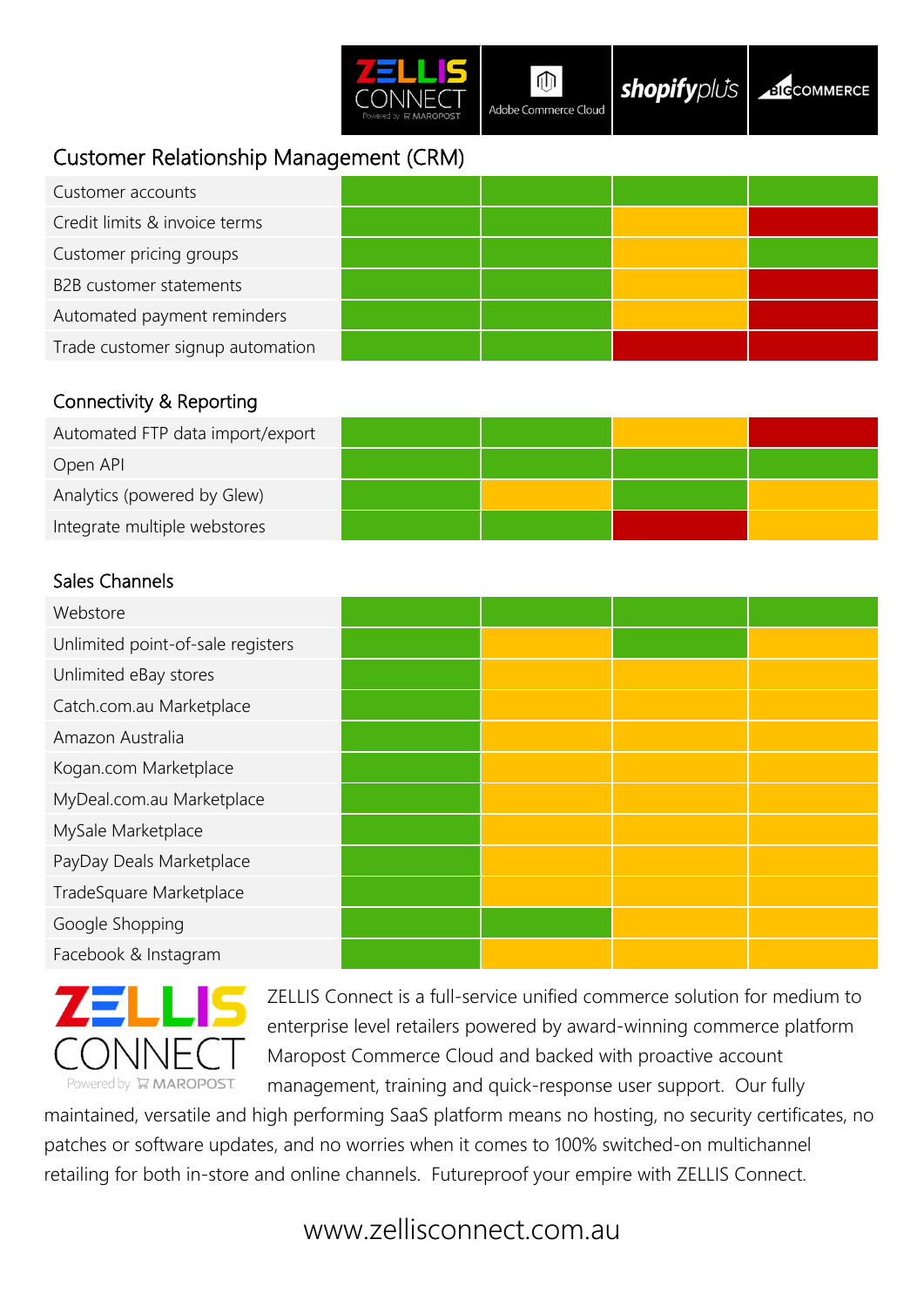| | ZELLIS CONNECT (Powered by MAROPOST) | Adobe Commerce Cloud | shopifyplus | BIGCOMMERCE |
|---|---|---|---|---|
| **Customer Relationship Management (CRM)** | | | | |
| Customer accounts | Green | Green | Green | Green |
| Credit limits & invoice terms | Green | Green | Yellow | Red |
| Customer pricing groups | Green | Green | Yellow | Green |
| B2B customer statements | Green | Green | Yellow | Red |
| Automated payment reminders | Green | Green | Yellow | Red |
| Trade customer signup automation | Green | Green | Red | Red |
| **Connectivity & Reporting** | | | | |
| Automated FTP data import/export | Green | Green | Yellow | Red |
| Open API | Green | Green | Green | Green |
| Analytics (powered by Glew) | Green | Yellow | Green | Yellow |
| Integrate multiple webstores | Green | Green | Red | Yellow |
| **Sales Channels** | | | | |
| Webstore | Green | Green | Green | Green |
| Unlimited point-of-sale registers | Green | Yellow | Green | Yellow |
| Unlimited eBay stores | Green | Yellow | Yellow | Yellow |
| Catch.com.au Marketplace | Green | Yellow | Yellow | Yellow |
| Amazon Australia | Green | Yellow | Yellow | Yellow |
| Kogan.com Marketplace | Green | Yellow | Yellow | Yellow |
| MyDeal.com.au Marketplace | Green | Yellow | Yellow | Yellow |
| MySale Marketplace | Green | Yellow | Yellow | Yellow |
| PayDay Deals Marketplace | Green | Yellow | Yellow | Yellow |
| TradeSquare Marketplace | Green | Yellow | Yellow | Yellow |
| Google Shopping | Green | Green | Yellow | Yellow |
| Facebook & Instagram | Green | Yellow | Yellow | Yellow |

ZELLIS CONNECT
Powered by MAROPOST

ZELLIS Connect is a full-service unified commerce solution for medium to enterprise level retailers powered by award-winning commerce platform Maropost Commerce Cloud and backed with proactive account management, training and quick-response user support. Our fully maintained, versatile and high performing SaaS platform means no hosting, no security certificates, no patches or software updates, and no worries when it comes to 100% switched-on multichannel retailing for both in-store and online channels. Futureproof your empire with ZELLIS Connect.

www.zellisconnect.com.au